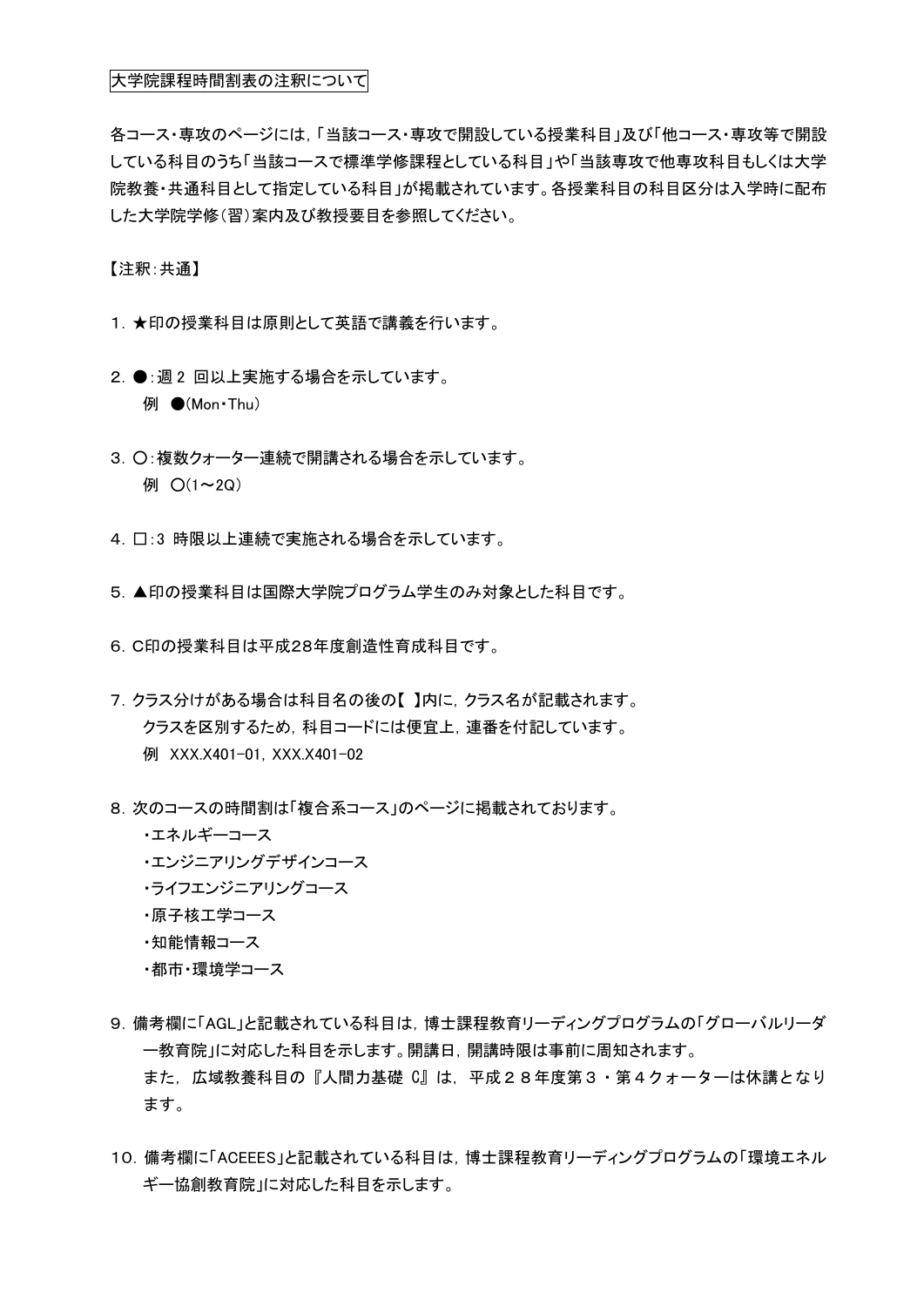# 大学院課程時間割表の注釈について

各コース・専攻のページには，「当該コース・専攻で開設している授業科目」及び「他コース・専攻等で開設している科目のうち「当該コースで標準学修課程としている科目」や「当該専攻で他専攻科目もしくは大学院教養・共通科目として指定している科目」が掲載されています。各授業科目の科目区分は入学時に配布した大学院学修（習）案内及び教授要目を参照してください。

【注釈：共通】

1．★印の授業科目は原則として英語で講義を行います。

2．●：週 2 回以上実施する場合を示しています。
   例 ●(Mon・Thu)

3．〇：複数クォーター連続で開講される場合を示しています。
   例 〇(1～2Q)

4．□：3 時限以上連続で実施される場合を示しています。

5．▲印の授業科目は国際大学院プログラム学生のみ対象とした科目です。

6．C印の授業科目は平成28年度創造性育成科目です。

7．クラス分けがある場合は科目名の後の【 】内に，クラス名が記載されます。
   クラスを区別するため，科目コードには便宜上，連番を付記しています。
   例 XXX.X401-01, XXX.X401-02

8．次のコースの時間割は「複合系コース」のページに掲載されております。
   - エネルギーコース
   - エンジニアリングデザインコース
   - ライフエンジニアリングコース
   - 原子核工学コース
   - 知能情報コース
   - 都市・環境学コース

9．備考欄に「AGL」と記載されている科目は，博士課程教育リーディングプログラムの「グローバルリーダー教育院」に対応した科目を示します。開講日，開講時限は事前に周知されます。
   また，広域教養科目の『人間力基礎 C』は，平成２８年度第３・第４クォーターは休講となります。

10．備考欄に「ACEEES」と記載されている科目は，博士課程教育リーディングプログラムの「環境エネルギー協創教育院」に対応した科目を示します。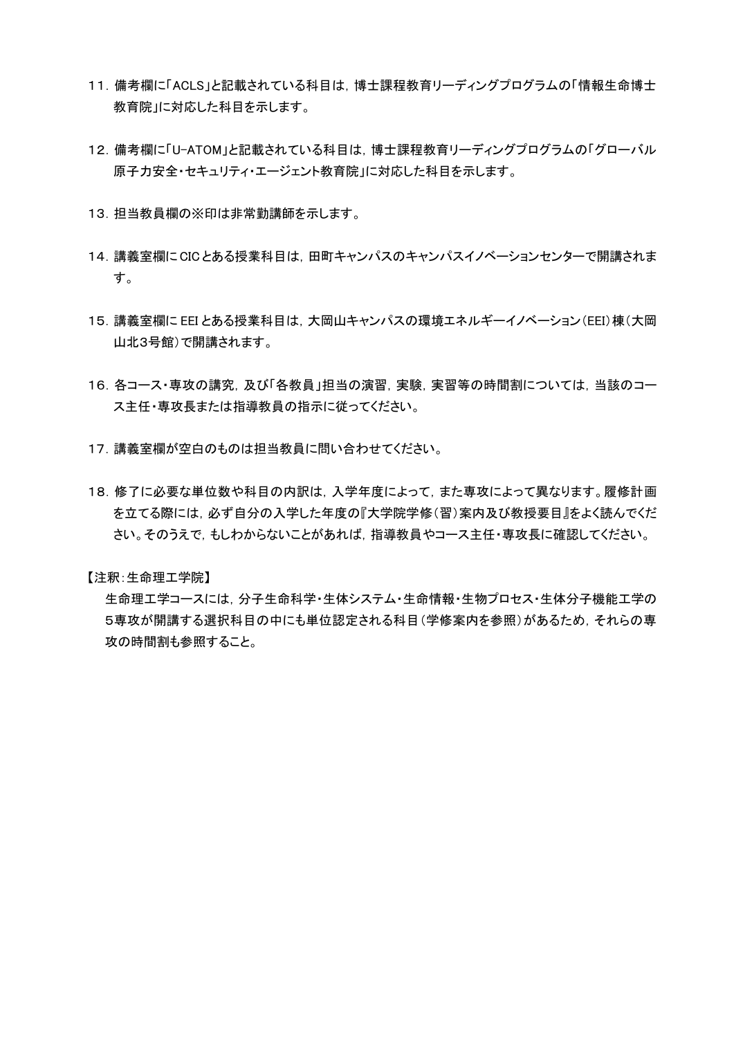11. 備考欄に「ACLS」と記載されている科目は，博士課程教育リーディングプログラムの「情報生命博士教育院」に対応した科目を示します。

12. 備考欄に「U-ATOM」と記載されている科目は，博士課程教育リーディングプログラムの「グローバル原子力安全・セキュリティ・エージェント教育院」に対応した科目を示します。

13. 担当教員欄の※印は非常勤講師を示します。

14. 講義室欄にCICとある授業科目は，田町キャンパスのキャンパスイノベーションセンターで開講されます。

15. 講義室欄にEEIとある授業科目は，大岡山キャンパスの環境エネルギーイノベーション(EEI)棟(大岡山北3号館)で開講されます。

16. 各コース・専攻の講究，及び「各教員」担当の演習，実験，実習等の時間割については，当該のコース主任・専攻長または指導教員の指示に従ってください。

17. 講義室欄が空白のものは担当教員に問い合わせてください。

18. 修了に必要な単位数や科目の内訳は，入学年度によって，また専攻によって異なります。履修計画を立てる際には，必ず自分の入学した年度の『大学院学修(習)案内及び教授要目』をよく読んでください。そのうえで，もしわからないことがあれば，指導教員やコース主任・専攻長に確認してください。

【注釈:生命理工学院】

生命理工学コースには，分子生命科学・生体システム・生命情報・生物プロセス・生体分子機能工学の5専攻が開講する選択科目の中にも単位認定される科目(学修案内を参照)があるため，それらの専攻の時間割も参照すること。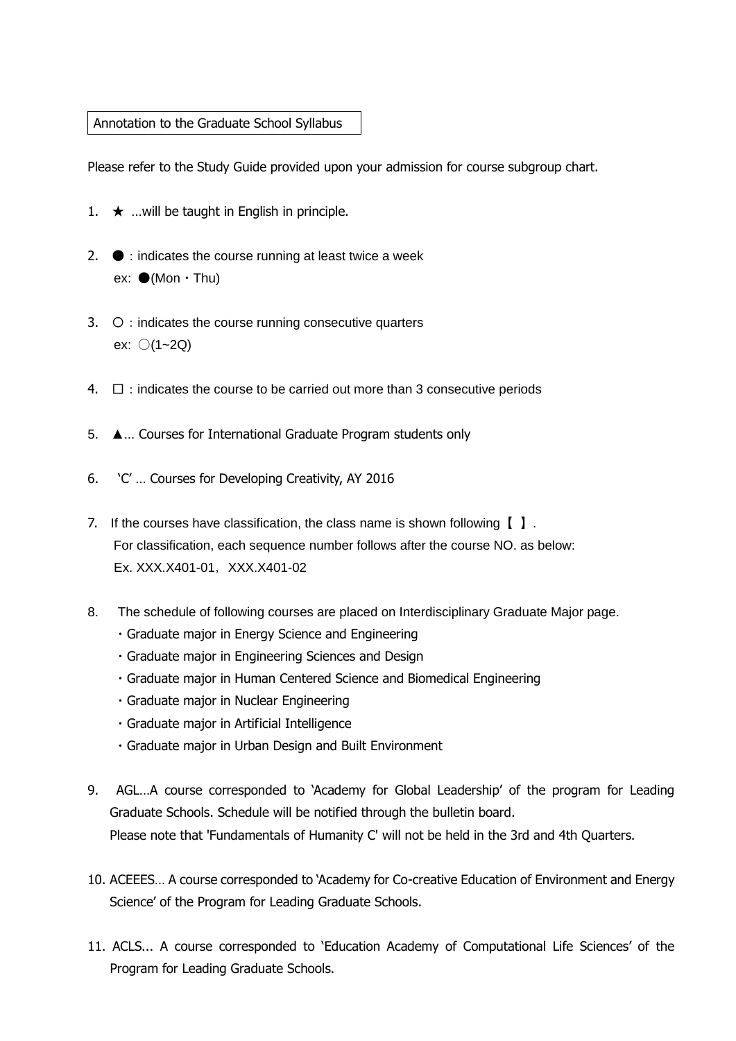Annotation to the Graduate School Syllabus

Please refer to the Study Guide provided upon your admission for course subgroup chart.

1. ★ …will be taught in English in principle.

2. ●：indicates the course running at least twice a week
   ex: ●(Mon・Thu)

3. ○：indicates the course running consecutive quarters
   ex: ○(1~2Q)

4. □：indicates the course to be carried out more than 3 consecutive periods

5. ▲… Courses for International Graduate Program students only

6. 'C' … Courses for Developing Creativity, AY 2016

7. If the courses have classification, the class name is shown following【 】.
   For classification, each sequence number follows after the course NO. as below:
   Ex. XXX.X401-01, XXX.X401-02

8. The schedule of following courses are placed on Interdisciplinary Graduate Major page.
   - Graduate major in Energy Science and Engineering
   - Graduate major in Engineering Sciences and Design
   - Graduate major in Human Centered Science and Biomedical Engineering
   - Graduate major in Nuclear Engineering
   - Graduate major in Artificial Intelligence
   - Graduate major in Urban Design and Built Environment

9. AGL…A course corresponded to 'Academy for Global Leadership' of the program for Leading Graduate Schools. Schedule will be notified through the bulletin board.
   Please note that 'Fundamentals of Humanity C' will not be held in the 3rd and 4th Quarters.

10. ACEEES… A course corresponded to 'Academy for Co-creative Education of Environment and Energy Science' of the Program for Leading Graduate Schools.

11. ACLS... A course corresponded to 'Education Academy of Computational Life Sciences' of the Program for Leading Graduate Schools.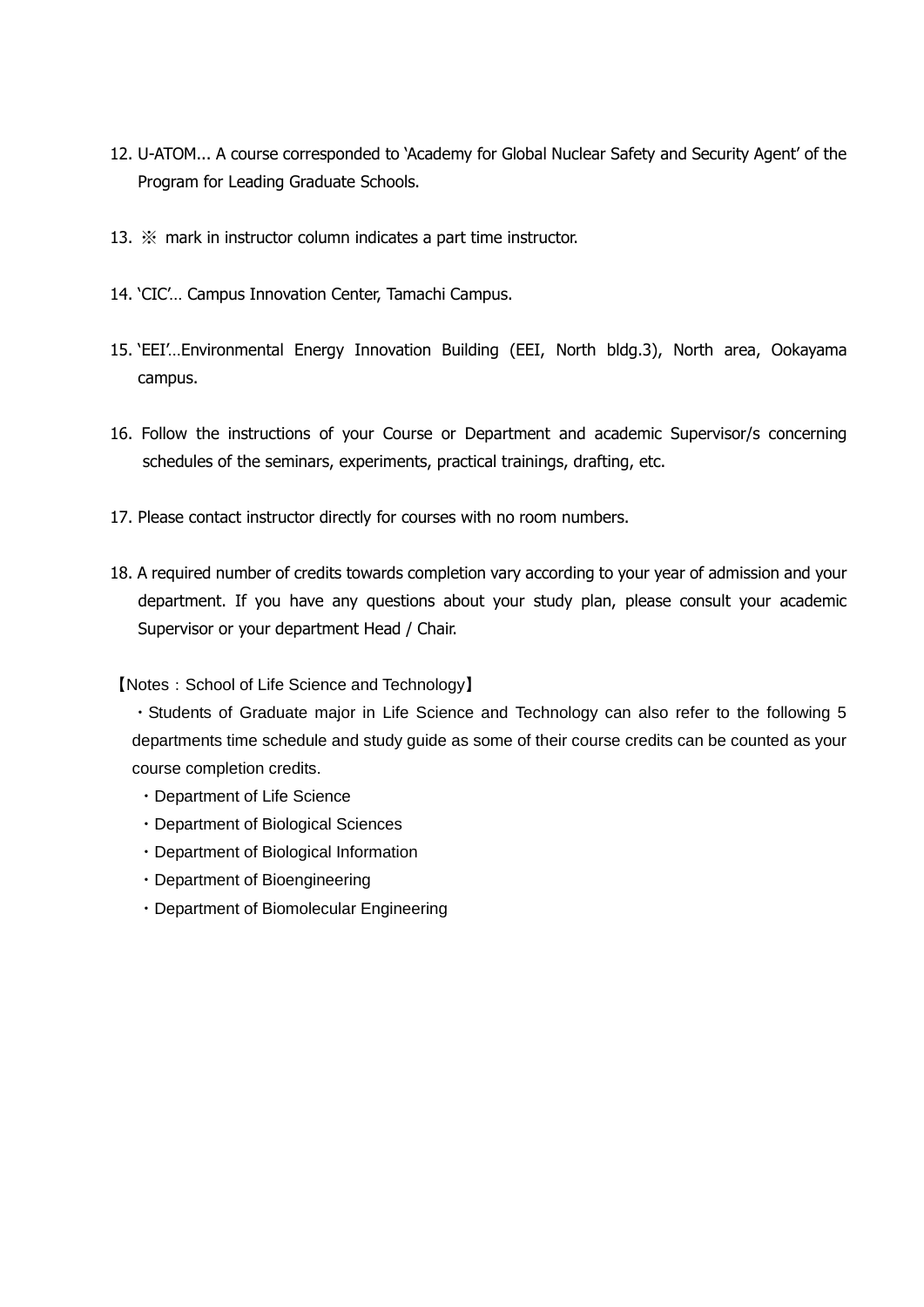12. U-ATOM... A course corresponded to 'Academy for Global Nuclear Safety and Security Agent' of the Program for Leading Graduate Schools.

13. ※ mark in instructor column indicates a part time instructor.

14. 'CIC'… Campus Innovation Center, Tamachi Campus.

15. 'EEI'…Environmental Energy Innovation Building (EEI, North bldg.3), North area, Ookayama campus.

16. Follow the instructions of your Course or Department and academic Supervisor/s concerning schedules of the seminars, experiments, practical trainings, drafting, etc.

17. Please contact instructor directly for courses with no room numbers.

18. A required number of credits towards completion vary according to your year of admission and your department. If you have any questions about your study plan, please consult your academic Supervisor or your department Head / Chair.

【Notes：School of Life Science and Technology】

・Students of Graduate major in Life Science and Technology can also refer to the following 5 departments time schedule and study guide as some of their course credits can be counted as your course completion credits.

- ・Department of Life Science
- ・Department of Biological Sciences
- ・Department of Biological Information
- ・Department of Bioengineering
- ・Department of Biomolecular Engineering